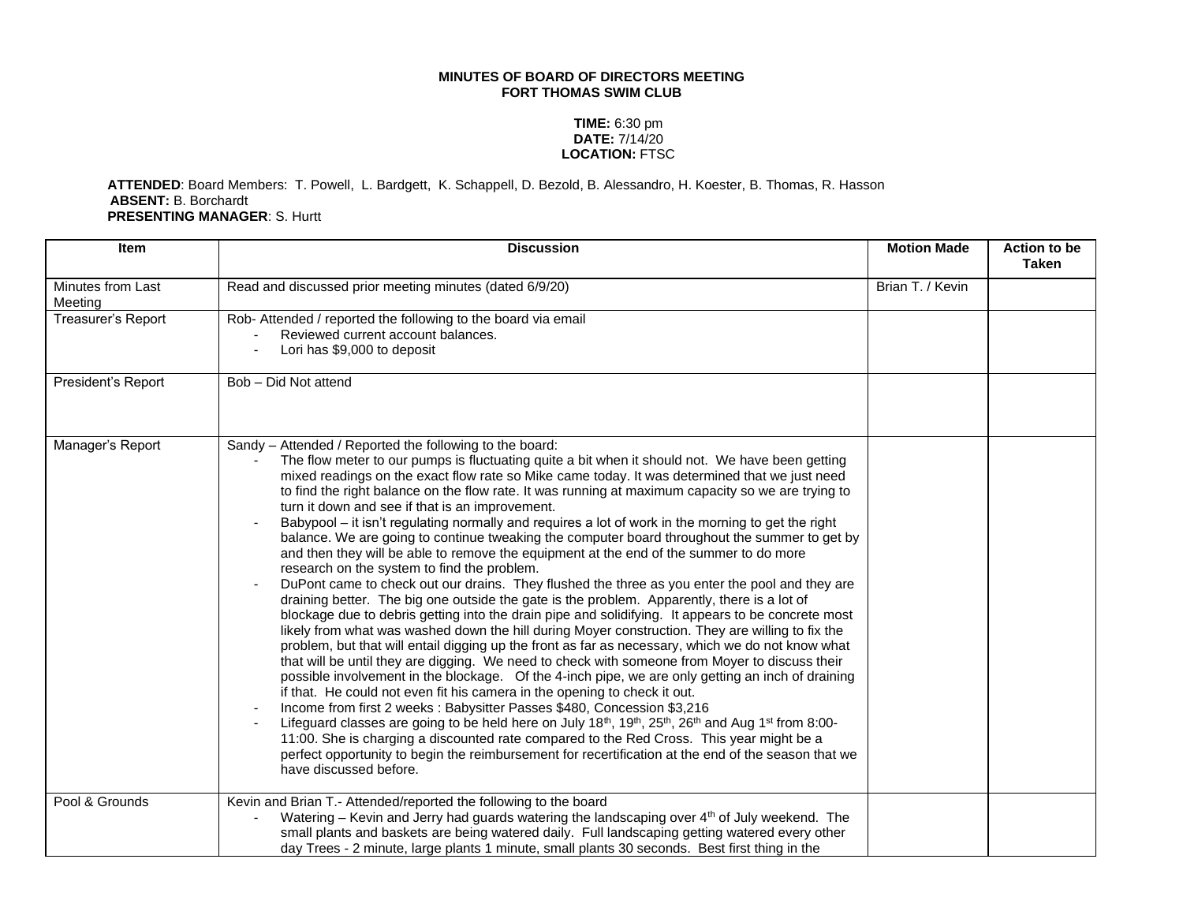**MINUTES OF BOARD OF DIRECTORS MEETING**
**FORT THOMAS SWIM CLUB**

**TIME:** 6:30 pm
**DATE:** 7/14/20
**LOCATION:** FTSC

**ATTENDED**: Board Members: T. Powell, L. Bardgett, K. Schappell, D. Bezold, B. Alessandro, H. Koester, B. Thomas, R. Hasson
**ABSENT:** B. Borchardt
**PRESENTING MANAGER**: S. Hurtt

| Item | Discussion | Motion Made | Action to be Taken |
|---|---|---|---|
| Minutes from Last Meeting | Read and discussed prior meeting minutes (dated 6/9/20) | Brian T. / Kevin | |
| Treasurer's Report | Rob- Attended / reported the following to the board via email<br>- Reviewed current account balances.<br>- Lori has $9,000 to deposit | | |
| President's Report | Bob – Did Not attend | | |
| Manager's Report | Sandy – Attended / Reported the following to the board:<br>- The flow meter to our pumps is fluctuating quite a bit when it should not. We have been getting mixed readings on the exact flow rate so Mike came today. It was determined that we just need to find the right balance on the flow rate. It was running at maximum capacity so we are trying to turn it down and see if that is an improvement.<br>- Babypool – it isn't regulating normally and requires a lot of work in the morning to get the right balance. We are going to continue tweaking the computer board throughout the summer to get by and then they will be able to remove the equipment at the end of the summer to do more research on the system to find the problem.<br>- DuPont came to check out our drains. They flushed the three as you enter the pool and they are draining better. The big one outside the gate is the problem. Apparently, there is a lot of blockage due to debris getting into the drain pipe and solidifying. It appears to be concrete most likely from what was washed down the hill during Moyer construction. They are willing to fix the problem, but that will entail digging up the front as far as necessary, which we do not know what that will be until they are digging. We need to check with someone from Moyer to discuss their possible involvement in the blockage. Of the 4-inch pipe, we are only getting an inch of draining if that. He could not even fit his camera in the opening to check it out.<br>- Income from first 2 weeks : Babysitter Passes $480, Concession $3,216<br>- Lifeguard classes are going to be held here on July 18th, 19th, 25th, 26th and Aug 1st from 8:00-11:00. She is charging a discounted rate compared to the Red Cross. This year might be a perfect opportunity to begin the reimbursement for recertification at the end of the season that we have discussed before. | | |
| Pool & Grounds | Kevin and Brian T.- Attended/reported the following to the board<br>- Watering – Kevin and Jerry had guards watering the landscaping over 4th of July weekend. The small plants and baskets are being watered daily. Full landscaping getting watered every other day Trees - 2 minute, large plants 1 minute, small plants 30 seconds. Best first thing in the | | |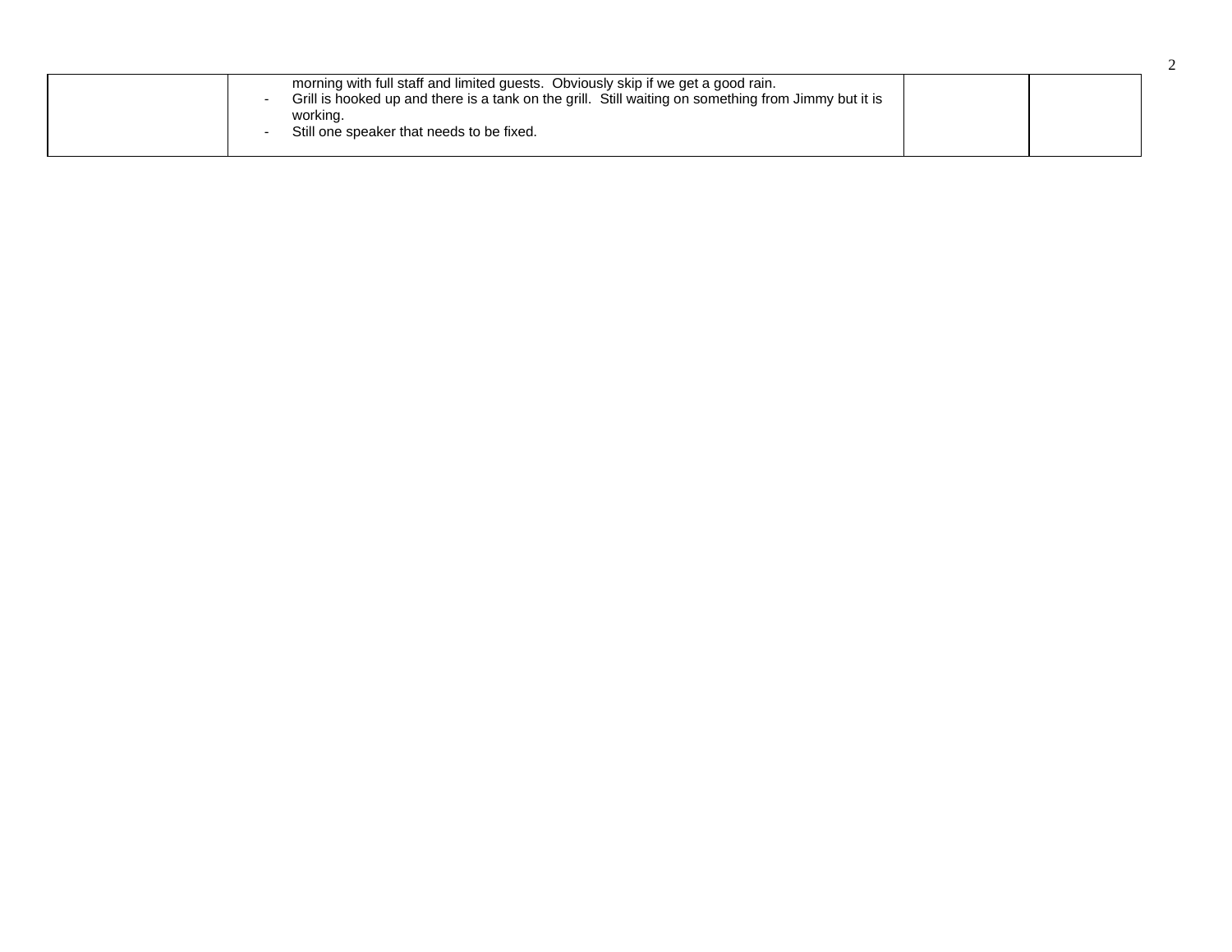| | | | |
|---|---|---|---|
| | morning with full staff and limited guests. Obviously skip if we get a good rain.<br>- Grill is hooked up and there is a tank on the grill. Still waiting on something from Jimmy but it is working.<br>- Still one speaker that needs to be fixed. | | |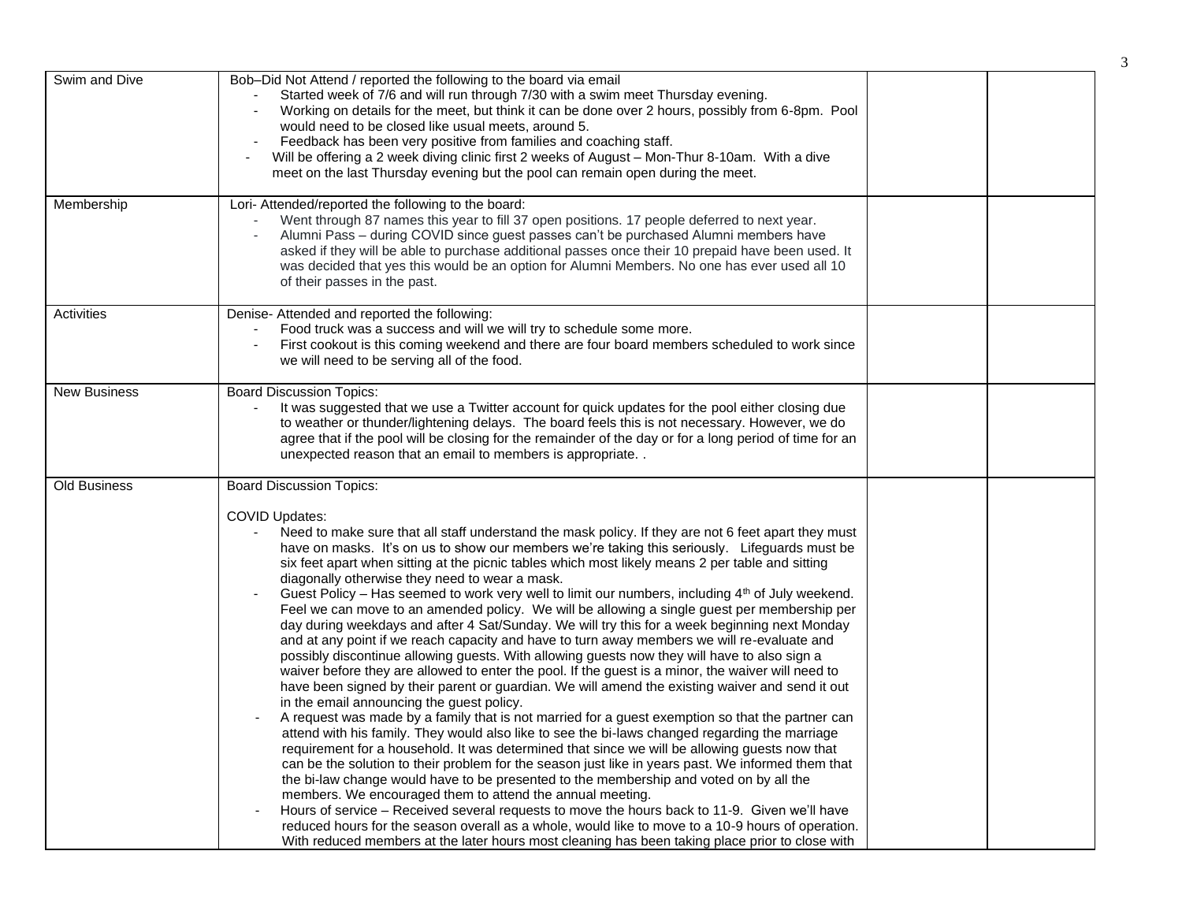| Swim and Dive | Bob–Did Not Attend / reported the following to the board via email<br>- Started week of 7/6 and will run through 7/30 with a swim meet Thursday evening.<br>- Working on details for the meet, but think it can be done over 2 hours, possibly from 6-8pm. Pool would need to be closed like usual meets, around 5.<br>- Feedback has been very positive from families and coaching staff.<br>- Will be offering a 2 week diving clinic first 2 weeks of August – Mon-Thur 8-10am. With a dive meet on the last Thursday evening but the pool can remain open during the meet. | | |
|---|---|---|---|
| Membership | Lori- Attended/reported the following to the board:<br>- Went through 87 names this year to fill 37 open positions. 17 people deferred to next year.<br>- Alumni Pass – during COVID since guest passes can't be purchased Alumni members have asked if they will be able to purchase additional passes once their 10 prepaid have been used. It was decided that yes this would be an option for Alumni Members. No one has ever used all 10 of their passes in the past. | | |
| Activities | Denise- Attended and reported the following:<br>- Food truck was a success and will we will try to schedule some more.<br>- First cookout is this coming weekend and there are four board members scheduled to work since we will need to be serving all of the food. | | |
| New Business | Board Discussion Topics:<br>- It was suggested that we use a Twitter account for quick updates for the pool either closing due to weather or thunder/lightening delays. The board feels this is not necessary. However, we do agree that if the pool will be closing for the remainder of the day or for a long period of time for an unexpected reason that an email to members is appropriate. . | | |
| Old Business | Board Discussion Topics:<br><br>COVID Updates:<br>- Need to make sure that all staff understand the mask policy. If they are not 6 feet apart they must have on masks. It's on us to show our members we're taking this seriously. Lifeguards must be six feet apart when sitting at the picnic tables which most likely means 2 per table and sitting diagonally otherwise they need to wear a mask.<br>- Guest Policy – Has seemed to work very well to limit our numbers, including 4th of July weekend. Feel we can move to an amended policy. We will be allowing a single guest per membership per day during weekdays and after 4 Sat/Sunday. We will try this for a week beginning next Monday and at any point if we reach capacity and have to turn away members we will re-evaluate and possibly discontinue allowing guests. With allowing guests now they will have to also sign a waiver before they are allowed to enter the pool. If the guest is a minor, the waiver will need to have been signed by their parent or guardian. We will amend the existing waiver and send it out in the email announcing the guest policy.<br>- A request was made by a family that is not married for a guest exemption so that the partner can attend with his family. They would also like to see the bi-laws changed regarding the marriage requirement for a household. It was determined that since we will be allowing guests now that can be the solution to their problem for the season just like in years past. We informed them that the bi-law change would have to be presented to the membership and voted on by all the members. We encouraged them to attend the annual meeting.<br>- Hours of service – Received several requests to move the hours back to 11-9. Given we'll have reduced hours for the season overall as a whole, would like to move to a 10-9 hours of operation. With reduced members at the later hours most cleaning has been taking place prior to close with | | |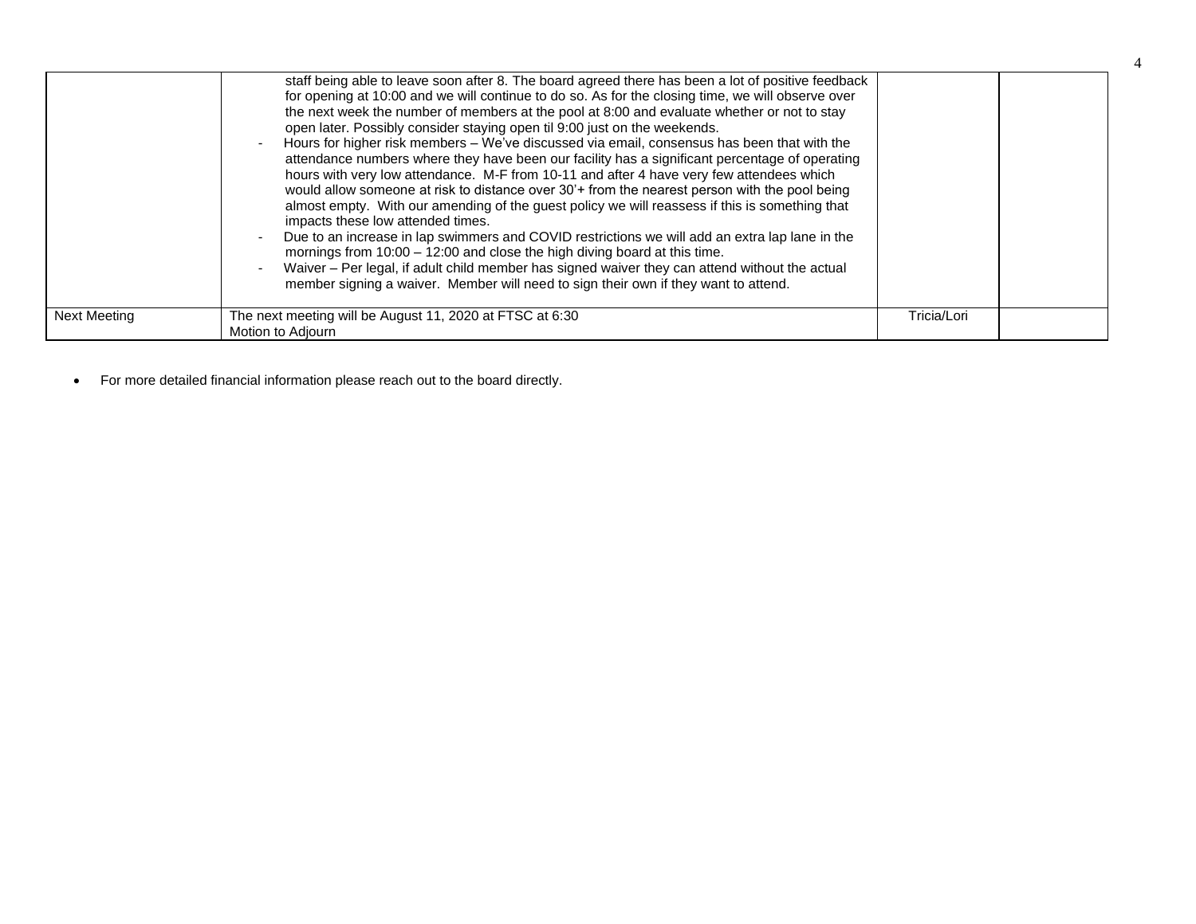| | | | |
|---|---|---|---|
| | staff being able to leave soon after 8. The board agreed there has been a lot of positive feedback for opening at 10:00 and we will continue to do so. As for the closing time, we will observe over the next week the number of members at the pool at 8:00 and evaluate whether or not to stay open later. Possibly consider staying open til 9:00 just on the weekends.<br>- Hours for higher risk members – We've discussed via email, consensus has been that with the attendance numbers where they have been our facility has a significant percentage of operating hours with very low attendance. M-F from 10-11 and after 4 have very few attendees which would allow someone at risk to distance over 30'+ from the nearest person with the pool being almost empty. With our amending of the guest policy we will reassess if this is something that impacts these low attended times.<br>- Due to an increase in lap swimmers and COVID restrictions we will add an extra lap lane in the mornings from 10:00 – 12:00 and close the high diving board at this time.<br>- Waiver – Per legal, if adult child member has signed waiver they can attend without the actual member signing a waiver. Member will need to sign their own if they want to attend. | | |
| Next Meeting | The next meeting will be August 11, 2020 at FTSC at 6:30<br>Motion to Adjourn | Tricia/Lori | |

- For more detailed financial information please reach out to the board directly.